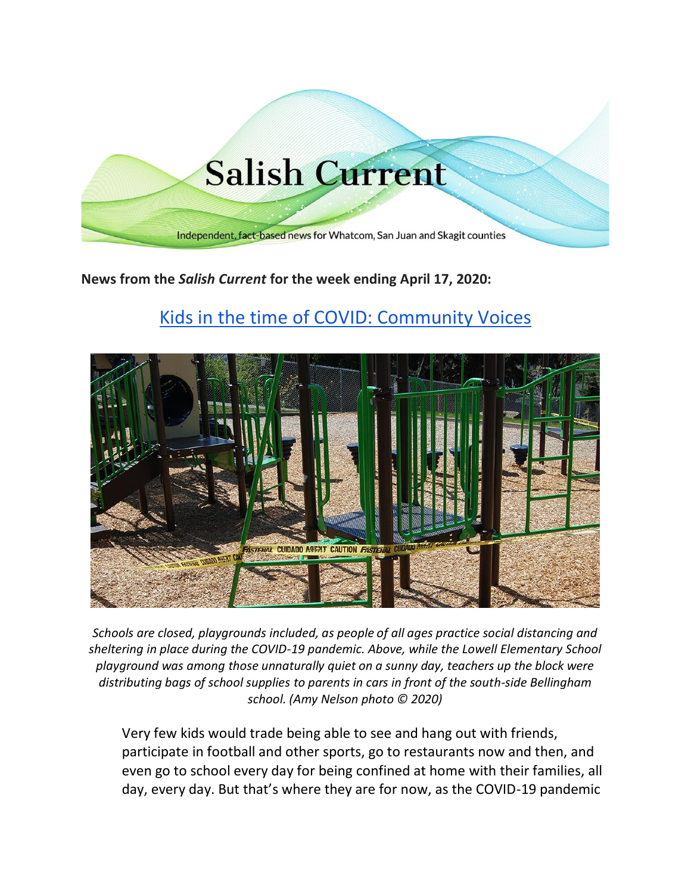Salish Current

Independent, fact-based news for Whatcom, San Juan and Skagit counties

**News from the *Salish Current* for the week ending April 17, 2020:**

## Kids in the time of COVID: Community Voices

*Schools are closed, playgrounds included, as people of all ages practice social distancing and sheltering in place during the COVID-19 pandemic. Above, while the Lowell Elementary School playground was among those unnaturally quiet on a sunny day, teachers up the block were distributing bags of school supplies to parents in cars in front of the south-side Bellingham school. (Amy Nelson photo © 2020)*

Very few kids would trade being able to see and hang out with friends, participate in football and other sports, go to restaurants now and then, and even go to school every day for being confined at home with their families, all day, every day. But that's where they are for now, as the COVID-19 pandemic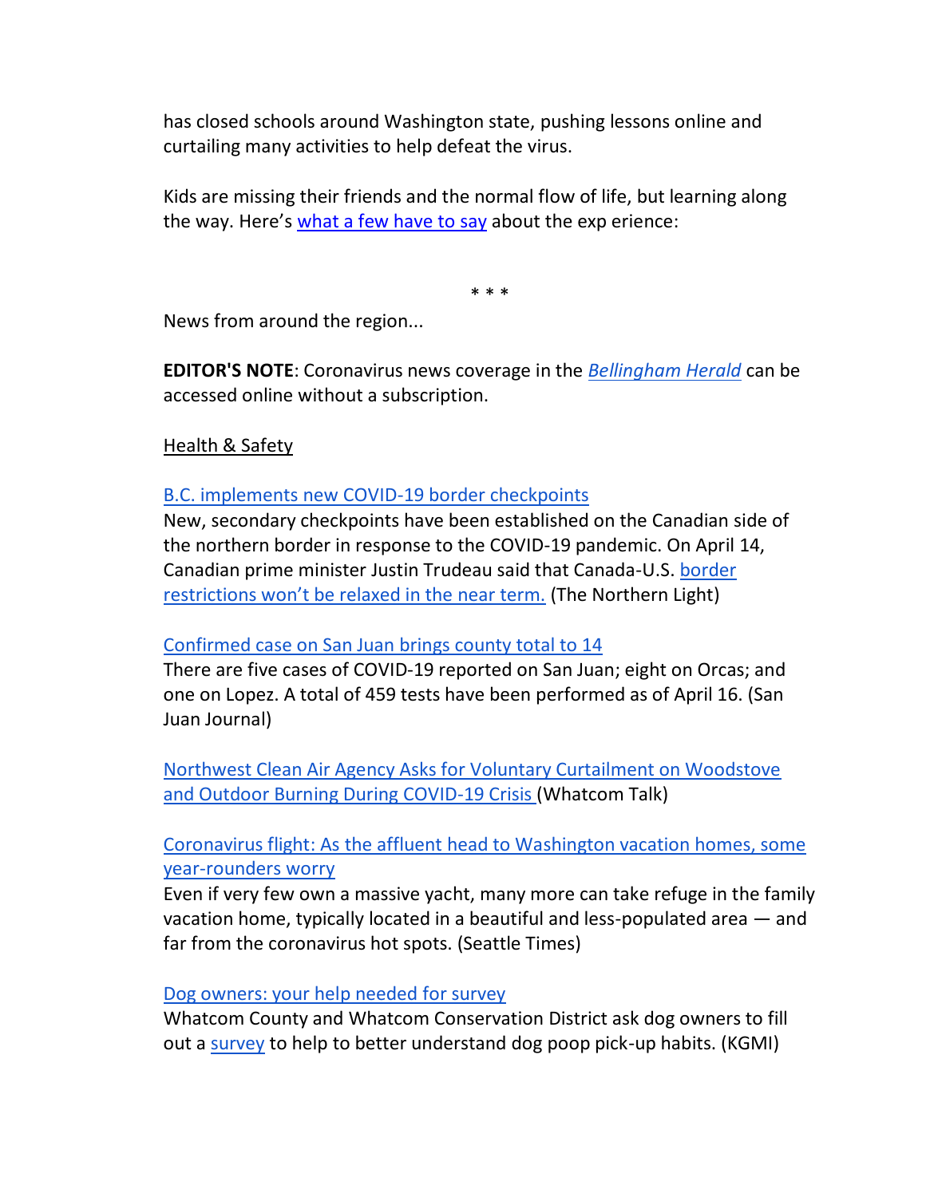has closed schools around Washington state, pushing lessons online and curtailing many activities to help defeat the virus.

Kids are missing their friends and the normal flow of life, but learning along the way. Here's what a few have to say about the exp erience:

\* \* \*

News from around the region...

**EDITOR'S NOTE**: Coronavirus news coverage in the *Bellingham Herald* can be accessed online without a subscription.

Health & Safety

B.C. implements new COVID-19 border checkpoints
New, secondary checkpoints have been established on the Canadian side of the northern border in response to the COVID-19 pandemic. On April 14, Canadian prime minister Justin Trudeau said that Canada-U.S. border restrictions won't be relaxed in the near term. (The Northern Light)

Confirmed case on San Juan brings county total to 14
There are five cases of COVID-19 reported on San Juan; eight on Orcas; and one on Lopez. A total of 459 tests have been performed as of April 16. (San Juan Journal)

Northwest Clean Air Agency Asks for Voluntary Curtailment on Woodstove and Outdoor Burning During COVID-19 Crisis (Whatcom Talk)

Coronavirus flight: As the affluent head to Washington vacation homes, some year-rounders worry
Even if very few own a massive yacht, many more can take refuge in the family vacation home, typically located in a beautiful and less-populated area — and far from the coronavirus hot spots. (Seattle Times)

Dog owners: your help needed for survey
Whatcom County and Whatcom Conservation District ask dog owners to fill out a survey to help to better understand dog poop pick-up habits. (KGMI)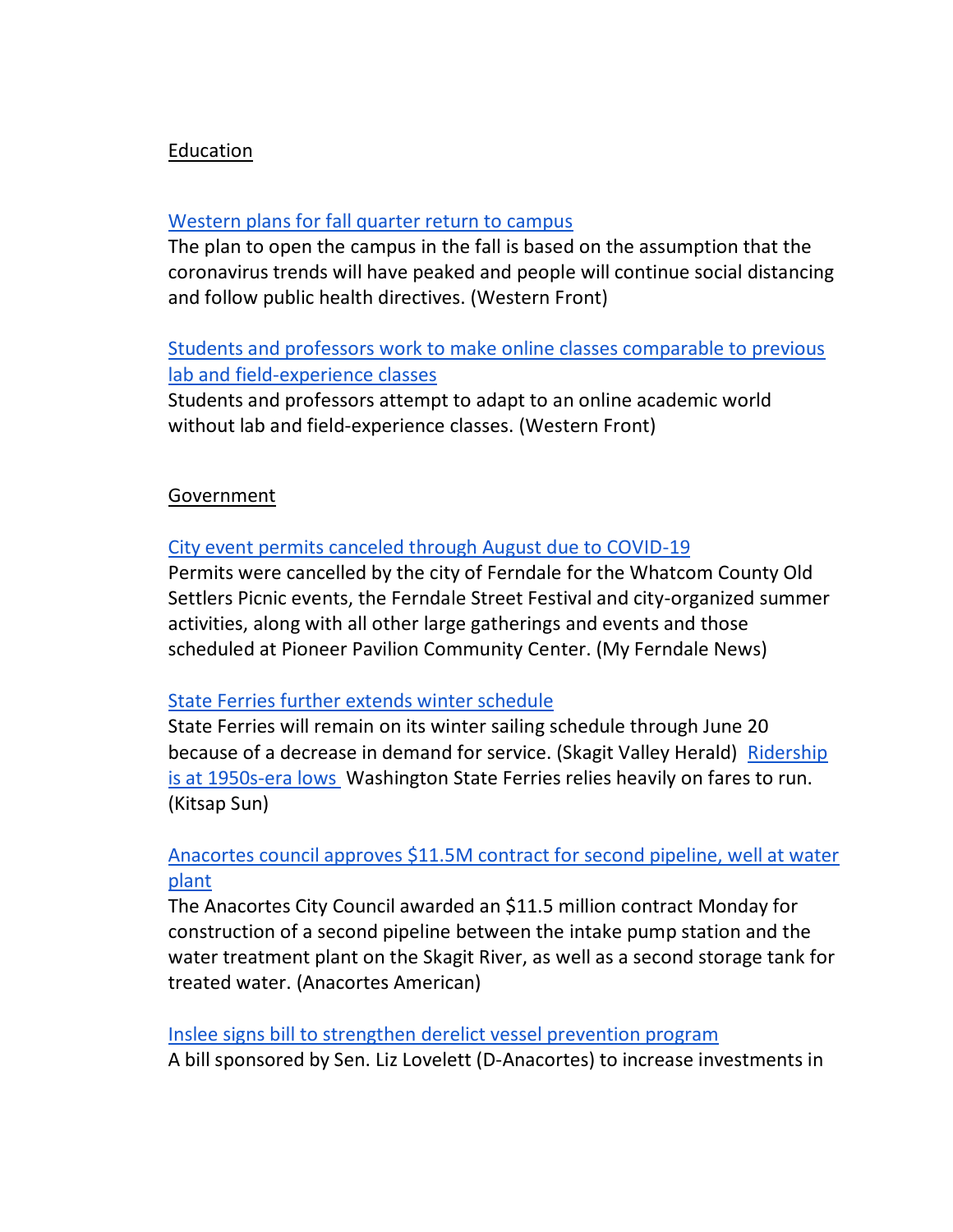## Education

**Western plans for fall quarter return to campus**
The plan to open the campus in the fall is based on the assumption that the coronavirus trends will have peaked and people will continue social distancing and follow public health directives. (Western Front)

**Students and professors work to make online classes comparable to previous lab and field-experience classes**
Students and professors attempt to adapt to an online academic world without lab and field-experience classes. (Western Front)

## Government

**City event permits canceled through August due to COVID-19**
Permits were cancelled by the city of Ferndale for the Whatcom County Old Settlers Picnic events, the Ferndale Street Festival and city-organized summer activities, along with all other large gatherings and events and those scheduled at Pioneer Pavilion Community Center. (My Ferndale News)

**State Ferries further extends winter schedule**
State Ferries will remain on its winter sailing schedule through June 20 because of a decrease in demand for service. (Skagit Valley Herald) Ridership is at 1950s-era lows Washington State Ferries relies heavily on fares to run. (Kitsap Sun)

**Anacortes council approves $11.5M contract for second pipeline, well at water plant**
The Anacortes City Council awarded an $11.5 million contract Monday for construction of a second pipeline between the intake pump station and the water treatment plant on the Skagit River, as well as a second storage tank for treated water. (Anacortes American)

**Inslee signs bill to strengthen derelict vessel prevention program**
A bill sponsored by Sen. Liz Lovelett (D-Anacortes) to increase investments in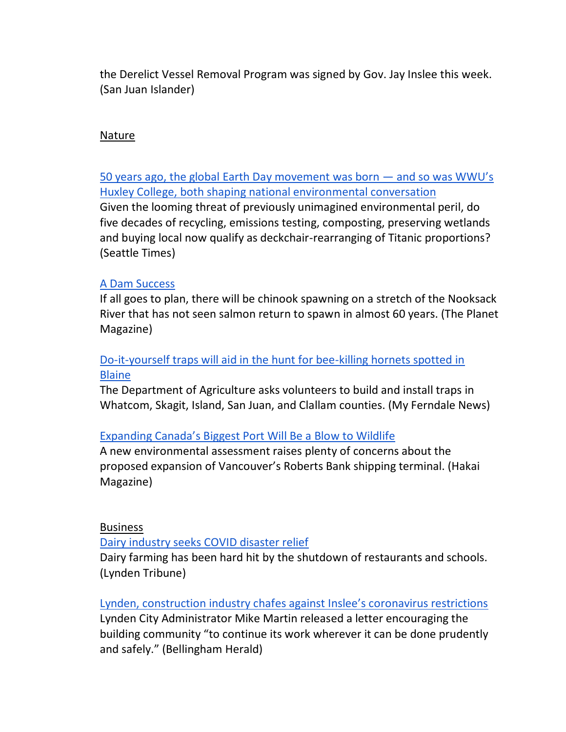the Derelict Vessel Removal Program was signed by Gov. Jay Inslee this week. (San Juan Islander)

## Nature

[50 years ago, the global Earth Day movement was born — and so was WWU's Huxley College, both shaping national environmental conversation]
Given the looming threat of previously unimagined environmental peril, do five decades of recycling, emissions testing, composting, preserving wetlands and buying local now qualify as deckchair-rearranging of Titanic proportions? (Seattle Times)

[A Dam Success]
If all goes to plan, there will be chinook spawning on a stretch of the Nooksack River that has not seen salmon return to spawn in almost 60 years. (The Planet Magazine)

[Do-it-yourself traps will aid in the hunt for bee-killing hornets spotted in Blaine]
The Department of Agriculture asks volunteers to build and install traps in Whatcom, Skagit, Island, San Juan, and Clallam counties. (My Ferndale News)

[Expanding Canada's Biggest Port Will Be a Blow to Wildlife]
A new environmental assessment raises plenty of concerns about the proposed expansion of Vancouver's Roberts Bank shipping terminal. (Hakai Magazine)

## Business

[Dairy industry seeks COVID disaster relief]
Dairy farming has been hard hit by the shutdown of restaurants and schools. (Lynden Tribune)

[Lynden, construction industry chafes against Inslee's coronavirus restrictions]
Lynden City Administrator Mike Martin released a letter encouraging the building community "to continue its work wherever it can be done prudently and safely." (Bellingham Herald)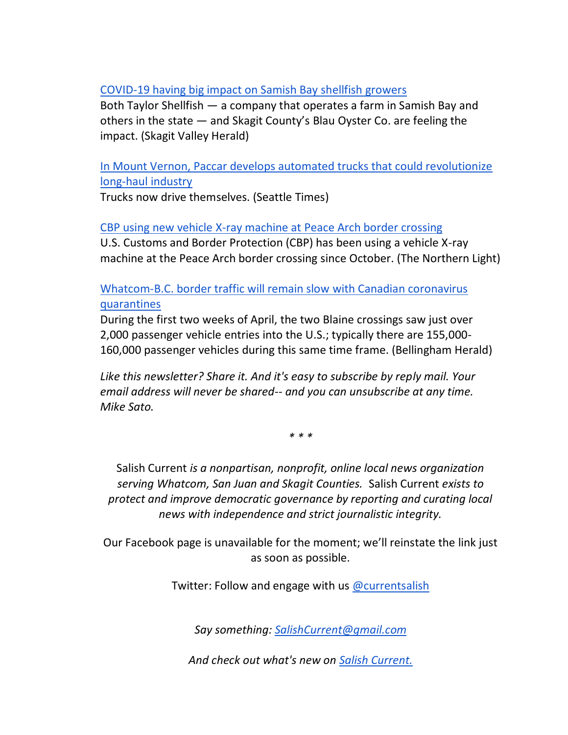[COVID-19 having big impact on Samish Bay shellfish growers]
Both Taylor Shellfish — a company that operates a farm in Samish Bay and others in the state — and Skagit County's Blau Oyster Co. are feeling the impact. (Skagit Valley Herald)

[In Mount Vernon, Paccar develops automated trucks that could revolutionize long-haul industry]
Trucks now drive themselves. (Seattle Times)

[CBP using new vehicle X-ray machine at Peace Arch border crossing]
U.S. Customs and Border Protection (CBP) has been using a vehicle X-ray machine at the Peace Arch border crossing since October. (The Northern Light)

[Whatcom-B.C. border traffic will remain slow with Canadian coronavirus quarantines]
During the first two weeks of April, the two Blaine crossings saw just over 2,000 passenger vehicle entries into the U.S.; typically there are 155,000-160,000 passenger vehicles during this same time frame. (Bellingham Herald)

*Like this newsletter? Share it. And it's easy to subscribe by reply mail. Your email address will never be shared-- and you can unsubscribe at any time. Mike Sato.*

\* \* \*

Salish Current *is a nonpartisan, nonprofit, online local news organization serving Whatcom, San Juan and Skagit Counties.* Salish Current *exists to protect and improve democratic governance by reporting and curating local news with independence and strict journalistic integrity.*

Our Facebook page is unavailable for the moment; we'll reinstate the link just as soon as possible.

Twitter: Follow and engage with us @currentsalish

*Say something: SalishCurrent@gmail.com*

*And check out what's new on Salish Current.*